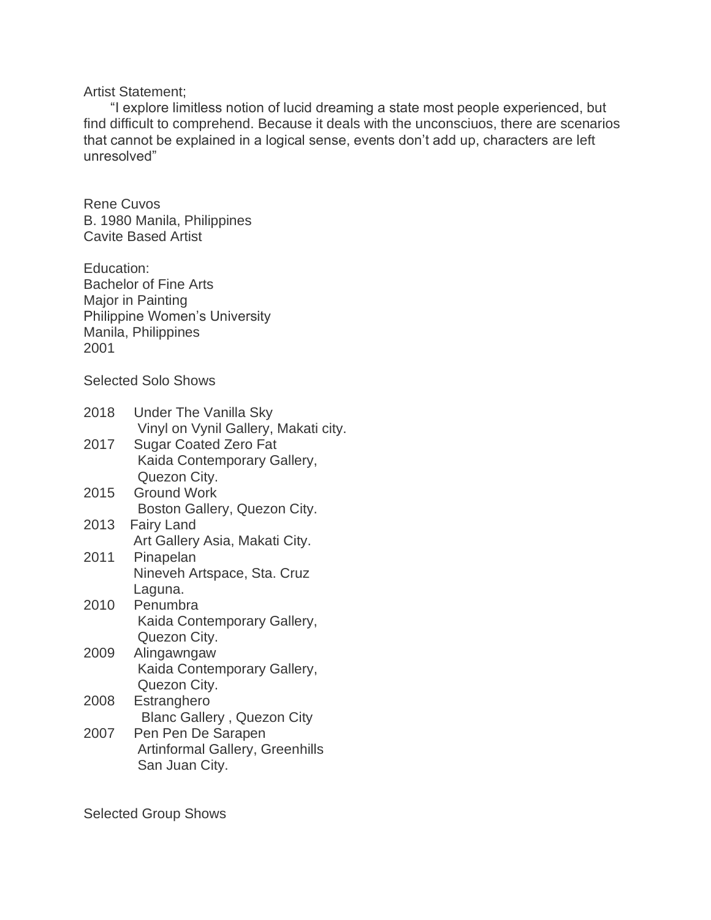Artist Statement;

"I explore limitless notion of lucid dreaming a state most people experienced, but find difficult to comprehend. Because it deals with the unconsciuos, there are scenarios that cannot be explained in a logical sense, events don't add up, characters are left unresolved"

Rene Cuvos
B. 1980 Manila, Philippines
Cavite Based Artist

Education:
Bachelor of Fine Arts
Major in Painting
Philippine Women's University
Manila, Philippines
2001

Selected Solo Shows

2018 Under The Vanilla Sky
Vinyl on Vynil Gallery, Makati city.

2017 Sugar Coated Zero Fat
Kaida Contemporary Gallery,
Quezon City.

2015 Ground Work
Boston Gallery, Quezon City.

2013 Fairy Land
Art Gallery Asia, Makati City.

2011 Pinapelan
Nineveh Artspace, Sta. Cruz
Laguna.

2010 Penumbra
Kaida Contemporary Gallery,
Quezon City.

2009 Alingawngaw
Kaida Contemporary Gallery,
Quezon City.

2008 Estranghero
Blanc Gallery , Quezon City

2007 Pen Pen De Sarapen
Artinformal Gallery, Greenhills
San Juan City.

Selected Group Shows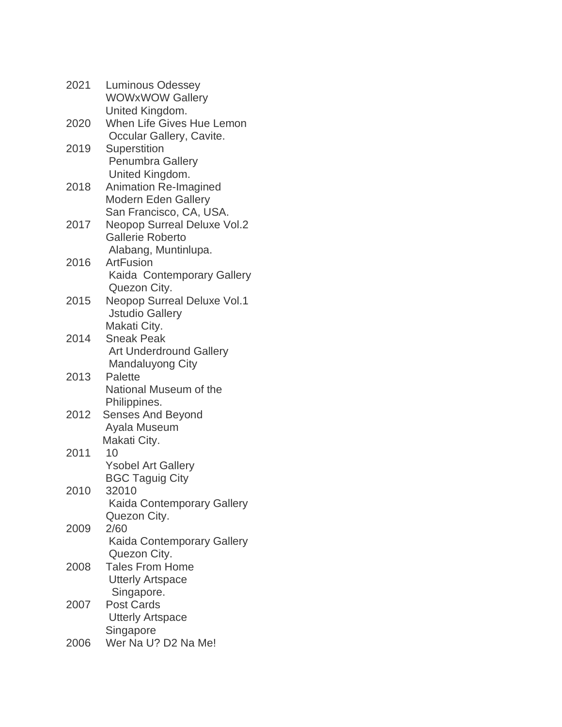2021 Luminous Odessey
WOWxWOW Gallery
United Kingdom.

2020 When Life Gives Hue Lemon
Occular Gallery, Cavite.

2019 Superstition
Penumbra Gallery
United Kingdom.

2018 Animation Re-Imagined
Modern Eden Gallery
San Francisco, CA, USA.

2017 Neopop Surreal Deluxe Vol.2
Gallerie Roberto
Alabang, Muntinlupa.

2016 ArtFusion
Kaida Contemporary Gallery
Quezon City.

2015 Neopop Surreal Deluxe Vol.1
Jstudio Gallery
Makati City.

2014 Sneak Peak
Art Underdround Gallery
Mandaluyong City

2013 Palette
National Museum of the
Philippines.

2012 Senses And Beyond
Ayala Museum
Makati City.

2011 10
Ysobel Art Gallery
BGC Taguig City

2010 32010
Kaida Contemporary Gallery
Quezon City.

2009 2/60
Kaida Contemporary Gallery
Quezon City.

2008 Tales From Home
Utterly Artspace
Singapore.

2007 Post Cards
Utterly Artspace
Singapore

2006 Wer Na U? D2 Na Me!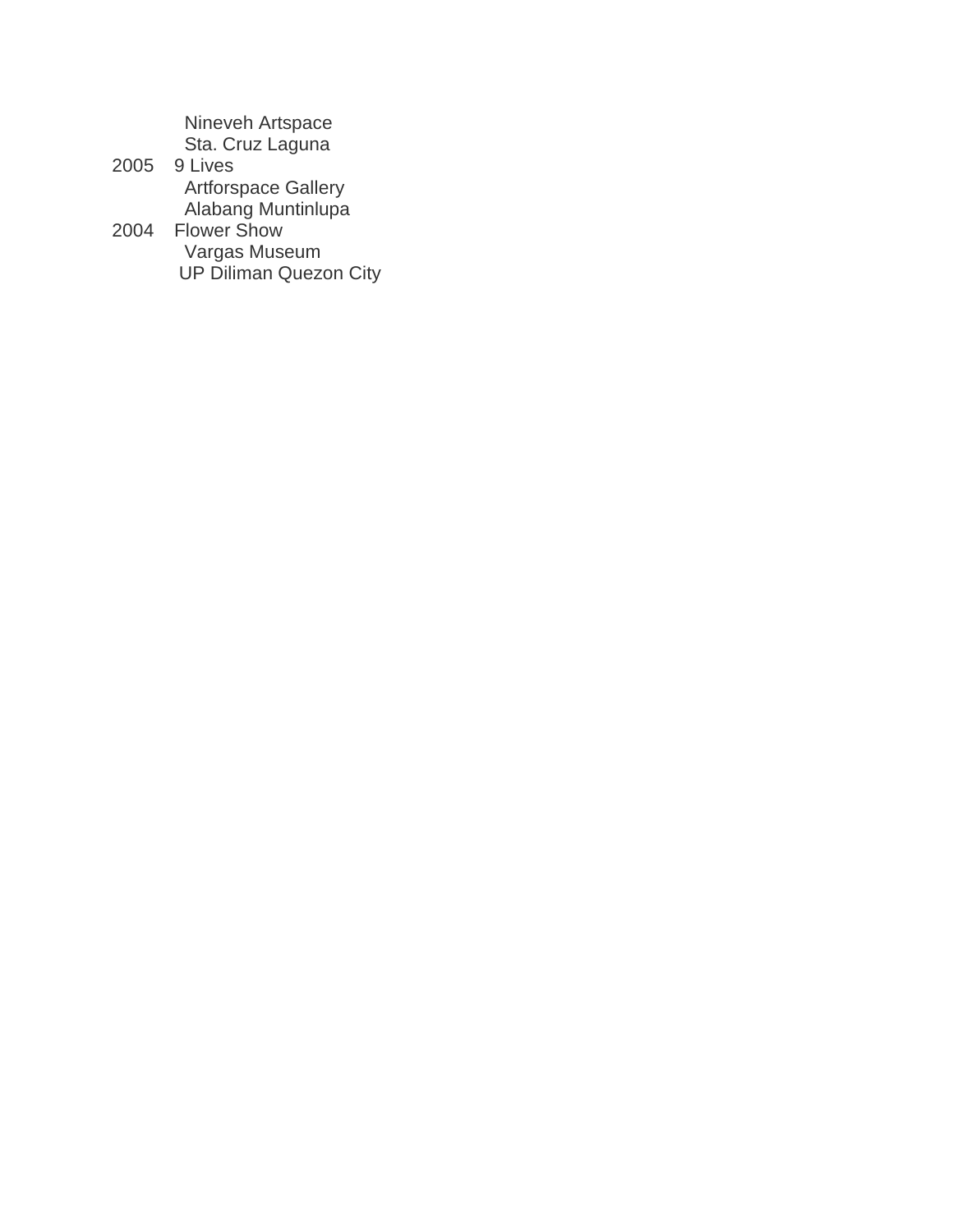Nineveh Artspace
Sta. Cruz Laguna

2005 9 Lives
Artforspace Gallery
Alabang Muntinlupa

2004 Flower Show
Vargas Museum
UP Diliman Quezon City